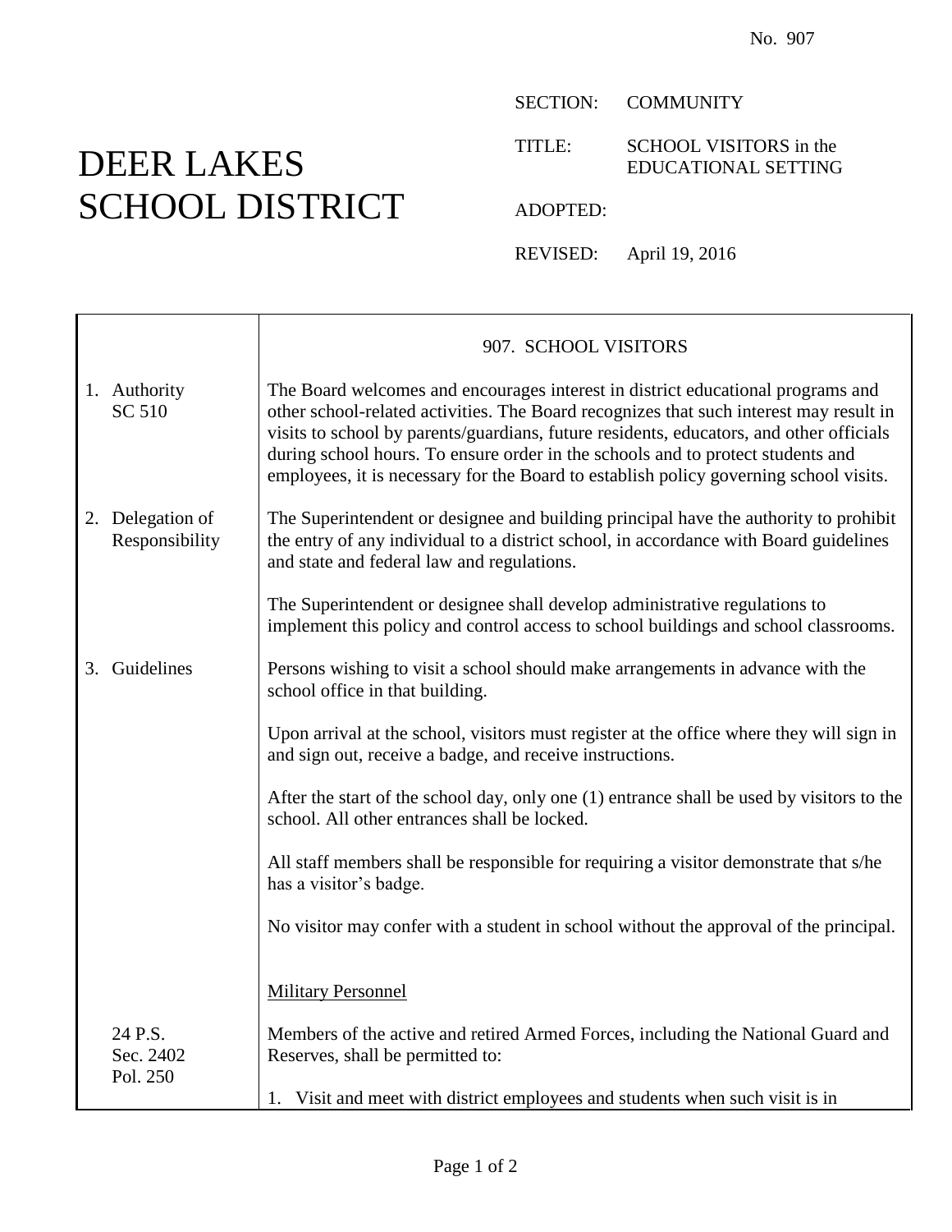No. 907

# DEER LAKES SCHOOL DISTRICT

SECTION: COMMUNITY

TITLE: SCHOOL VISITORS in the EDUCATIONAL SETTING

ADOPTED:

REVISED: April 19, 2016

## 907. SCHOOL VISITORS

**1. Authority**
SC 510

The Board welcomes and encourages interest in district educational programs and other school-related activities. The Board recognizes that such interest may result in visits to school by parents/guardians, future residents, educators, and other officials during school hours. To ensure order in the schools and to protect students and employees, it is necessary for the Board to establish policy governing school visits.

**2. Delegation of Responsibility**

The Superintendent or designee and building principal have the authority to prohibit the entry of any individual to a district school, in accordance with Board guidelines and state and federal law and regulations.

The Superintendent or designee shall develop administrative regulations to implement this policy and control access to school buildings and school classrooms.

**3. Guidelines**

Persons wishing to visit a school should make arrangements in advance with the school office in that building.

Upon arrival at the school, visitors must register at the office where they will sign in and sign out, receive a badge, and receive instructions.

After the start of the school day, only one (1) entrance shall be used by visitors to the school. All other entrances shall be locked.

All staff members shall be responsible for requiring a visitor demonstrate that s/he has a visitor's badge.

No visitor may confer with a student in school without the approval of the principal.

<u>Military Personnel</u>

24 P.S.
Sec. 2402
Pol. 250

Members of the active and retired Armed Forces, including the National Guard and Reserves, shall be permitted to:

1. Visit and meet with district employees and students when such visit is in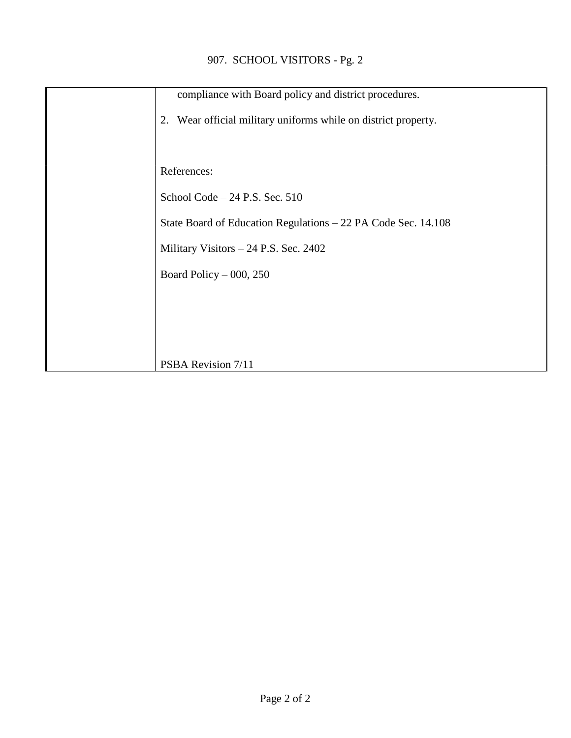compliance with Board policy and district procedures.

2. Wear official military uniforms while on district property.

References:

School Code – 24 P.S. Sec. 510

State Board of Education Regulations – 22 PA Code Sec. 14.108

Military Visitors – 24 P.S. Sec. 2402

Board Policy – 000, 250

PSBA Revision 7/11